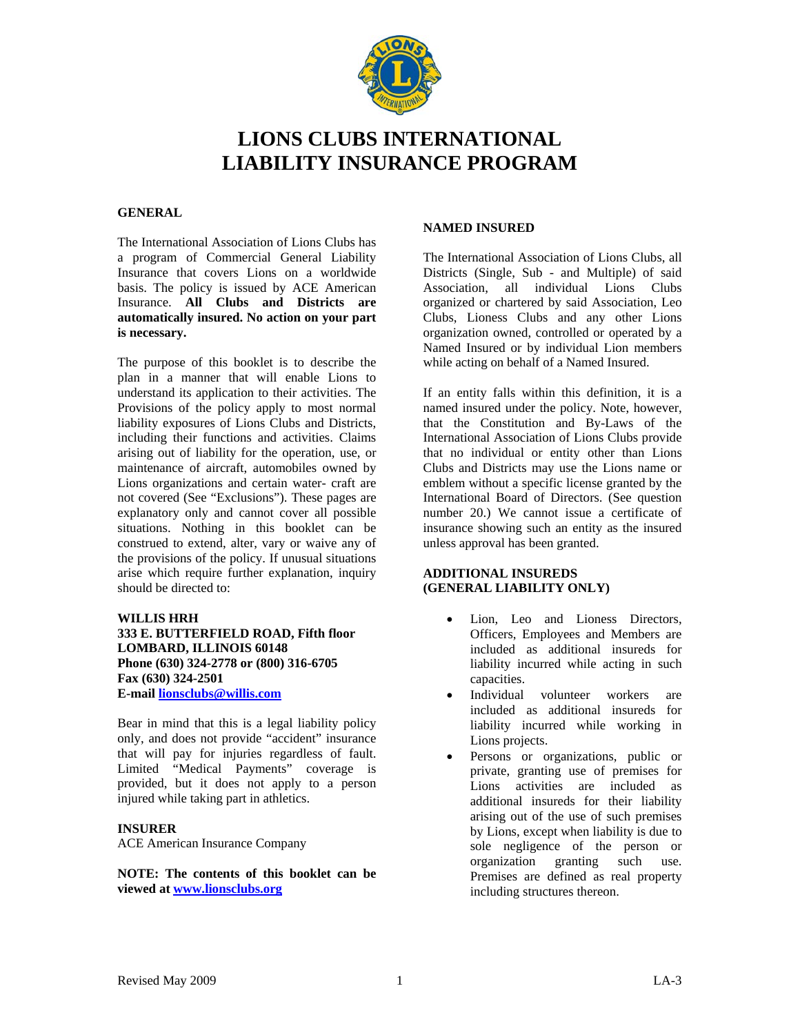# LIONS CLUBS INTERNATIONAL
# LIABILITY INSURANCE PROGRAM

## GENERAL

The International Association of Lions Clubs has a program of Commercial General Liability Insurance that covers Lions on a worldwide basis. The policy is issued by ACE American Insurance. **All Clubs and Districts are automatically insured. No action on your part is necessary.**

The purpose of this booklet is to describe the plan in a manner that will enable Lions to understand its application to their activities. The Provisions of the policy apply to most normal liability exposures of Lions Clubs and Districts, including their functions and activities. Claims arising out of liability for the operation, use, or maintenance of aircraft, automobiles owned by Lions organizations and certain water- craft are not covered (See "Exclusions"). These pages are explanatory only and cannot cover all possible situations. Nothing in this booklet can be construed to extend, alter, vary or waive any of the provisions of the policy. If unusual situations arise which require further explanation, inquiry should be directed to:

**WILLIS HRH**
**333 E. BUTTERFIELD ROAD, Fifth floor**
**LOMBARD, ILLINOIS 60148**
**Phone (630) 324-2778 or (800) 316-6705**
**Fax (630) 324-2501**
**E-mail lionsclubs@willis.com**

Bear in mind that this is a legal liability policy only, and does not provide "accident" insurance that will pay for injuries regardless of fault. Limited "Medical Payments" coverage is provided, but it does not apply to a person injured while taking part in athletics.

## INSURER

ACE American Insurance Company

**NOTE: The contents of this booklet can be viewed at www.lionsclubs.org**

## NAMED INSURED

The International Association of Lions Clubs, all Districts (Single, Sub - and Multiple) of said Association, all individual Lions Clubs organized or chartered by said Association, Leo Clubs, Lioness Clubs and any other Lions organization owned, controlled or operated by a Named Insured or by individual Lion members while acting on behalf of a Named Insured.

If an entity falls within this definition, it is a named insured under the policy. Note, however, that the Constitution and By-Laws of the International Association of Lions Clubs provide that no individual or entity other than Lions Clubs and Districts may use the Lions name or emblem without a specific license granted by the International Board of Directors. (See question number 20.) We cannot issue a certificate of insurance showing such an entity as the insured unless approval has been granted.

## ADDITIONAL INSUREDS (GENERAL LIABILITY ONLY)

- Lion, Leo and Lioness Directors, Officers, Employees and Members are included as additional insureds for liability incurred while acting in such capacities.
- Individual volunteer workers are included as additional insureds for liability incurred while working in Lions projects.
- Persons or organizations, public or private, granting use of premises for Lions activities are included as additional insureds for their liability arising out of the use of such premises by Lions, except when liability is due to sole negligence of the person or organization granting such use. Premises are defined as real property including structures thereon.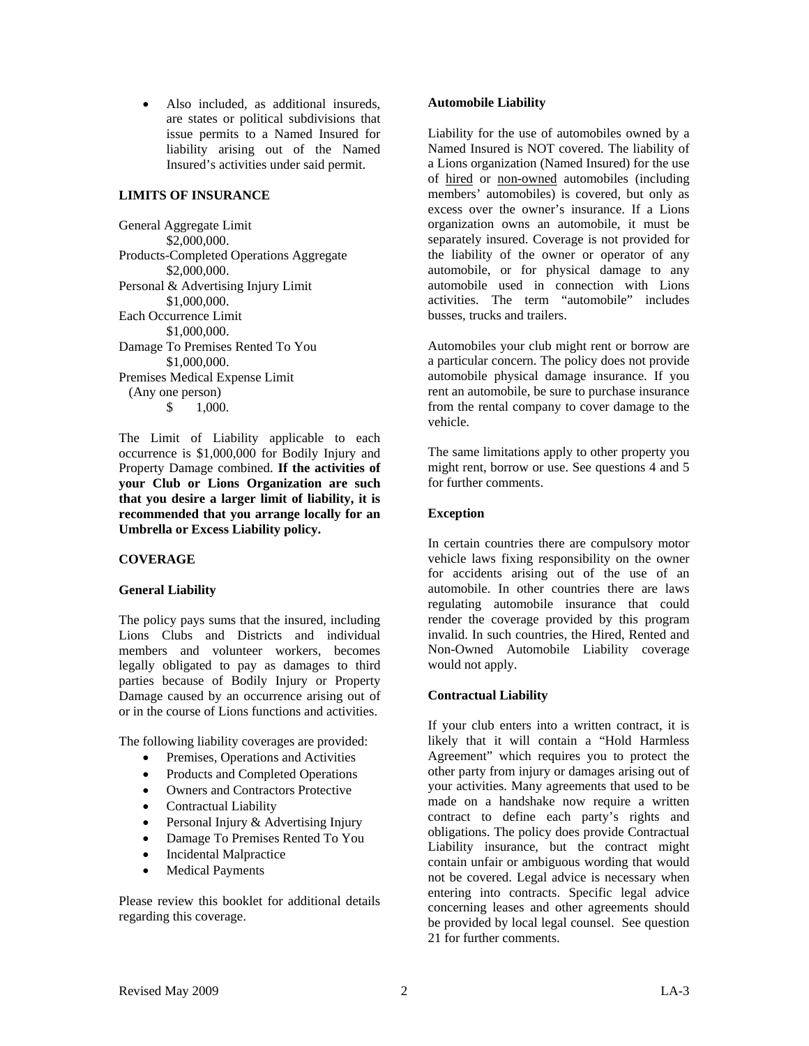- Also included, as additional insureds, are states or political subdivisions that issue permits to a Named Insured for liability arising out of the Named Insured's activities under said permit.

**LIMITS OF INSURANCE**

General Aggregate Limit
$2,000,000.
Products-Completed Operations Aggregate
$2,000,000.
Personal & Advertising Injury Limit
$1,000,000.
Each Occurrence Limit
$1,000,000.
Damage To Premises Rented To You
$1,000,000.
Premises Medical Expense Limit
(Any one person)
$ 1,000.

The Limit of Liability applicable to each occurrence is $1,000,000 for Bodily Injury and Property Damage combined. **If the activities of your Club or Lions Organization are such that you desire a larger limit of liability, it is recommended that you arrange locally for an Umbrella or Excess Liability policy.**

**COVERAGE**

**General Liability**

The policy pays sums that the insured, including Lions Clubs and Districts and individual members and volunteer workers, becomes legally obligated to pay as damages to third parties because of Bodily Injury or Property Damage caused by an occurrence arising out of or in the course of Lions functions and activities.

The following liability coverages are provided:

- Premises, Operations and Activities
- Products and Completed Operations
- Owners and Contractors Protective
- Contractual Liability
- Personal Injury & Advertising Injury
- Damage To Premises Rented To You
- Incidental Malpractice
- Medical Payments

Please review this booklet for additional details regarding this coverage.

**Automobile Liability**

Liability for the use of automobiles owned by a Named Insured is NOT covered. The liability of a Lions organization (Named Insured) for the use of hired or non-owned automobiles (including members' automobiles) is covered, but only as excess over the owner's insurance. If a Lions organization owns an automobile, it must be separately insured. Coverage is not provided for the liability of the owner or operator of any automobile, or for physical damage to any automobile used in connection with Lions activities. The term "automobile" includes busses, trucks and trailers.

Automobiles your club might rent or borrow are a particular concern. The policy does not provide automobile physical damage insurance. If you rent an automobile, be sure to purchase insurance from the rental company to cover damage to the vehicle.

The same limitations apply to other property you might rent, borrow or use. See questions 4 and 5 for further comments.

**Exception**

In certain countries there are compulsory motor vehicle laws fixing responsibility on the owner for accidents arising out of the use of an automobile. In other countries there are laws regulating automobile insurance that could render the coverage provided by this program invalid. In such countries, the Hired, Rented and Non-Owned Automobile Liability coverage would not apply.

**Contractual Liability**

If your club enters into a written contract, it is likely that it will contain a "Hold Harmless Agreement" which requires you to protect the other party from injury or damages arising out of your activities. Many agreements that used to be made on a handshake now require a written contract to define each party's rights and obligations. The policy does provide Contractual Liability insurance, but the contract might contain unfair or ambiguous wording that would not be covered. Legal advice is necessary when entering into contracts. Specific legal advice concerning leases and other agreements should be provided by local legal counsel. See question 21 for further comments.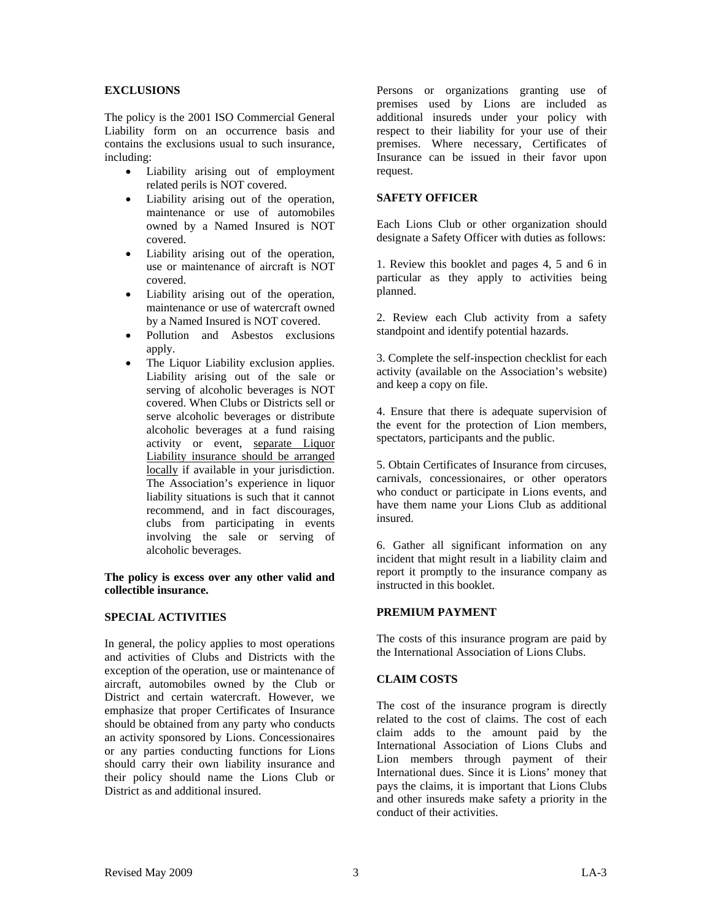## EXCLUSIONS

The policy is the 2001 ISO Commercial General Liability form on an occurrence basis and contains the exclusions usual to such insurance, including:

- Liability arising out of employment related perils is NOT covered.
- Liability arising out of the operation, maintenance or use of automobiles owned by a Named Insured is NOT covered.
- Liability arising out of the operation, use or maintenance of aircraft is NOT covered.
- Liability arising out of the operation, maintenance or use of watercraft owned by a Named Insured is NOT covered.
- Pollution and Asbestos exclusions apply.
- The Liquor Liability exclusion applies. Liability arising out of the sale or serving of alcoholic beverages is NOT covered. When Clubs or Districts sell or serve alcoholic beverages or distribute alcoholic beverages at a fund raising activity or event, <u>separate Liquor Liability insurance should be arranged locally</u> if available in your jurisdiction. The Association's experience in liquor liability situations is such that it cannot recommend, and in fact discourages, clubs from participating in events involving the sale or serving of alcoholic beverages.

**The policy is excess over any other valid and collectible insurance.**

## SPECIAL ACTIVITIES

In general, the policy applies to most operations and activities of Clubs and Districts with the exception of the operation, use or maintenance of aircraft, automobiles owned by the Club or District and certain watercraft. However, we emphasize that proper Certificates of Insurance should be obtained from any party who conducts an activity sponsored by Lions. Concessionaires or any parties conducting functions for Lions should carry their own liability insurance and their policy should name the Lions Club or District as and additional insured.

Persons or organizations granting use of premises used by Lions are included as additional insureds under your policy with respect to their liability for your use of their premises. Where necessary, Certificates of Insurance can be issued in their favor upon request.

## SAFETY OFFICER

Each Lions Club or other organization should designate a Safety Officer with duties as follows:

1. Review this booklet and pages 4, 5 and 6 in particular as they apply to activities being planned.

2. Review each Club activity from a safety standpoint and identify potential hazards.

3. Complete the self-inspection checklist for each activity (available on the Association's website) and keep a copy on file.

4. Ensure that there is adequate supervision of the event for the protection of Lion members, spectators, participants and the public.

5. Obtain Certificates of Insurance from circuses, carnivals, concessionaires, or other operators who conduct or participate in Lions events, and have them name your Lions Club as additional insured.

6. Gather all significant information on any incident that might result in a liability claim and report it promptly to the insurance company as instructed in this booklet.

## PREMIUM PAYMENT

The costs of this insurance program are paid by the International Association of Lions Clubs.

## CLAIM COSTS

The cost of the insurance program is directly related to the cost of claims. The cost of each claim adds to the amount paid by the International Association of Lions Clubs and Lion members through payment of their International dues. Since it is Lions' money that pays the claims, it is important that Lions Clubs and other insureds make safety a priority in the conduct of their activities.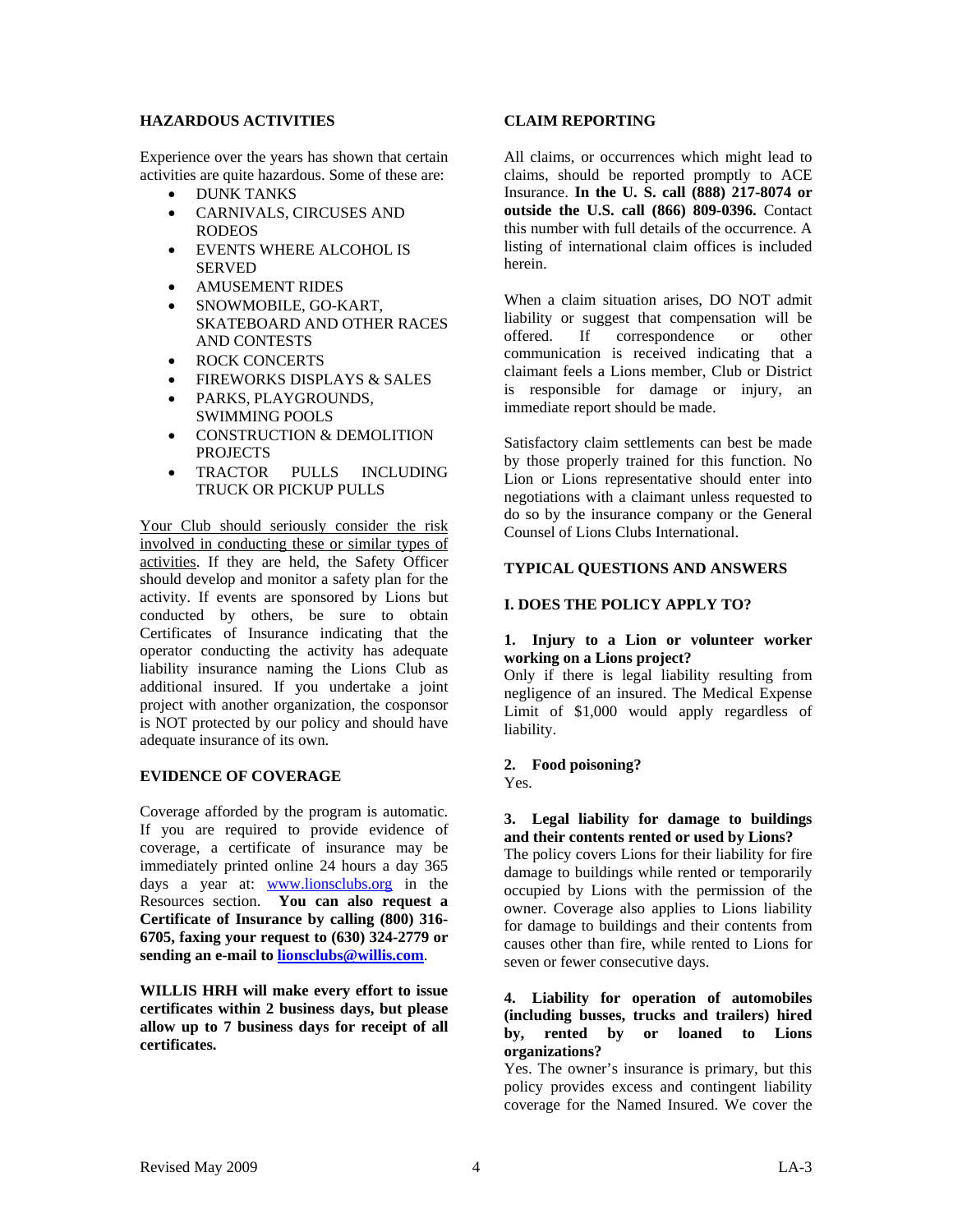## HAZARDOUS ACTIVITIES

Experience over the years has shown that certain activities are quite hazardous. Some of these are:

- DUNK TANKS
- CARNIVALS, CIRCUSES AND RODEOS
- EVENTS WHERE ALCOHOL IS SERVED
- AMUSEMENT RIDES
- SNOWMOBILE, GO-KART, SKATEBOARD AND OTHER RACES AND CONTESTS
- ROCK CONCERTS
- FIREWORKS DISPLAYS & SALES
- PARKS, PLAYGROUNDS, SWIMMING POOLS
- CONSTRUCTION & DEMOLITION PROJECTS
- TRACTOR PULLS INCLUDING TRUCK OR PICKUP PULLS

<u>Your Club should seriously consider the risk involved in conducting these or similar types of activities</u>. If they are held, the Safety Officer should develop and monitor a safety plan for the activity. If events are sponsored by Lions but conducted by others, be sure to obtain Certificates of Insurance indicating that the operator conducting the activity has adequate liability insurance naming the Lions Club as additional insured. If you undertake a joint project with another organization, the cosponsor is NOT protected by our policy and should have adequate insurance of its own.

## EVIDENCE OF COVERAGE

Coverage afforded by the program is automatic. If you are required to provide evidence of coverage, a certificate of insurance may be immediately printed online 24 hours a day 365 days a year at: www.lionsclubs.org in the Resources section. **You can also request a Certificate of Insurance by calling (800) 316-6705, faxing your request to (630) 324-2779 or sending an e-mail to lionsclubs@willis.com**.

**WILLIS HRH will make every effort to issue certificates within 2 business days, but please allow up to 7 business days for receipt of all certificates.**

## CLAIM REPORTING

All claims, or occurrences which might lead to claims, should be reported promptly to ACE Insurance. **In the U. S. call (888) 217-8074 or outside the U.S. call (866) 809-0396.** Contact this number with full details of the occurrence. A listing of international claim offices is included herein.

When a claim situation arises, DO NOT admit liability or suggest that compensation will be offered. If correspondence or other communication is received indicating that a claimant feels a Lions member, Club or District is responsible for damage or injury, an immediate report should be made.

Satisfactory claim settlements can best be made by those properly trained for this function. No Lion or Lions representative should enter into negotiations with a claimant unless requested to do so by the insurance company or the General Counsel of Lions Clubs International.

## TYPICAL QUESTIONS AND ANSWERS

### I. DOES THE POLICY APPLY TO?

**1. Injury to a Lion or volunteer worker working on a Lions project?**
Only if there is legal liability resulting from negligence of an insured. The Medical Expense Limit of $1,000 would apply regardless of liability.

**2. Food poisoning?**
Yes.

**3. Legal liability for damage to buildings and their contents rented or used by Lions?**
The policy covers Lions for their liability for fire damage to buildings while rented or temporarily occupied by Lions with the permission of the owner. Coverage also applies to Lions liability for damage to buildings and their contents from causes other than fire, while rented to Lions for seven or fewer consecutive days.

**4. Liability for operation of automobiles (including busses, trucks and trailers) hired by, rented by or loaned to Lions organizations?**
Yes. The owner's insurance is primary, but this policy provides excess and contingent liability coverage for the Named Insured. We cover the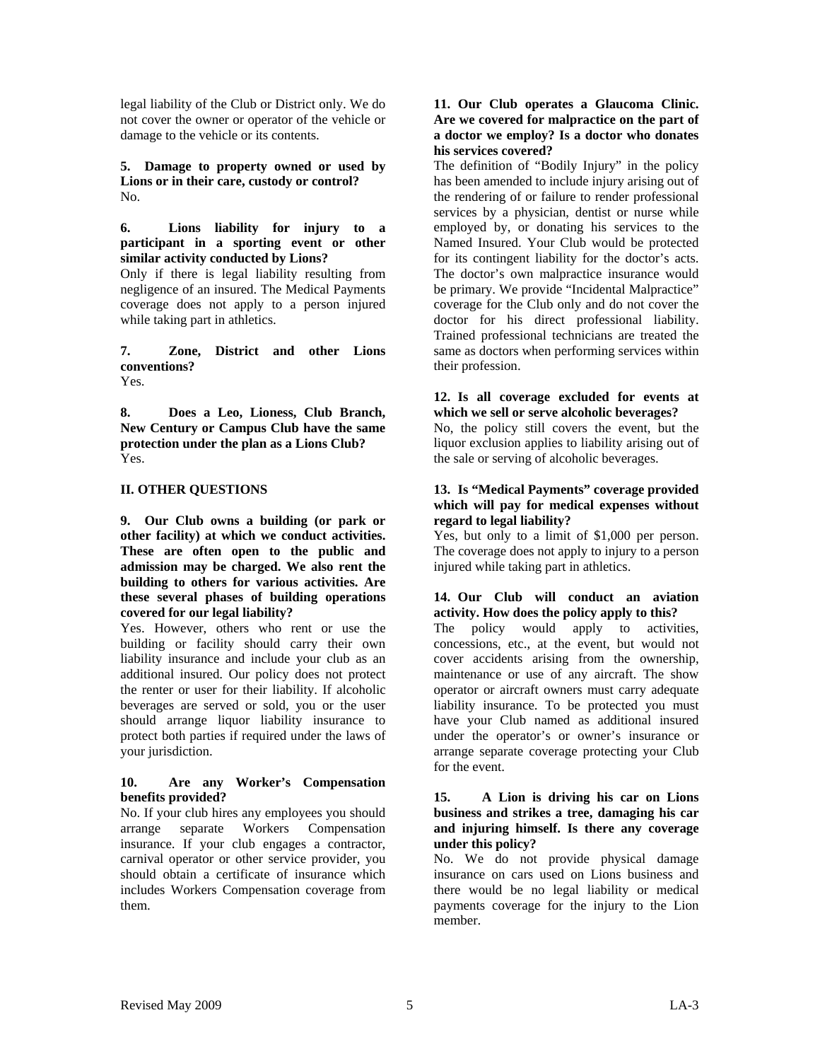legal liability of the Club or District only. We do not cover the owner or operator of the vehicle or damage to the vehicle or its contents.

**5. Damage to property owned or used by Lions or in their care, custody or control?**
No.

**6. Lions liability for injury to a participant in a sporting event or other similar activity conducted by Lions?**
Only if there is legal liability resulting from negligence of an insured. The Medical Payments coverage does not apply to a person injured while taking part in athletics.

**7. Zone, District and other Lions conventions?**
Yes.

**8. Does a Leo, Lioness, Club Branch, New Century or Campus Club have the same protection under the plan as a Lions Club?**
Yes.

## II. OTHER QUESTIONS

**9. Our Club owns a building (or park or other facility) at which we conduct activities. These are often open to the public and admission may be charged. We also rent the building to others for various activities. Are these several phases of building operations covered for our legal liability?**
Yes. However, others who rent or use the building or facility should carry their own liability insurance and include your club as an additional insured. Our policy does not protect the renter or user for their liability. If alcoholic beverages are served or sold, you or the user should arrange liquor liability insurance to protect both parties if required under the laws of your jurisdiction.

**10. Are any Worker's Compensation benefits provided?**
No. If your club hires any employees you should arrange separate Workers Compensation insurance. If your club engages a contractor, carnival operator or other service provider, you should obtain a certificate of insurance which includes Workers Compensation coverage from them.

**11. Our Club operates a Glaucoma Clinic. Are we covered for malpractice on the part of a doctor we employ? Is a doctor who donates his services covered?**
The definition of "Bodily Injury" in the policy has been amended to include injury arising out of the rendering of or failure to render professional services by a physician, dentist or nurse while employed by, or donating his services to the Named Insured. Your Club would be protected for its contingent liability for the doctor's acts. The doctor's own malpractice insurance would be primary. We provide "Incidental Malpractice" coverage for the Club only and do not cover the doctor for his direct professional liability. Trained professional technicians are treated the same as doctors when performing services within their profession.

**12. Is all coverage excluded for events at which we sell or serve alcoholic beverages?**
No, the policy still covers the event, but the liquor exclusion applies to liability arising out of the sale or serving of alcoholic beverages.

**13. Is "Medical Payments" coverage provided which will pay for medical expenses without regard to legal liability?**
Yes, but only to a limit of $1,000 per person. The coverage does not apply to injury to a person injured while taking part in athletics.

**14. Our Club will conduct an aviation activity. How does the policy apply to this?**
The policy would apply to activities, concessions, etc., at the event, but would not cover accidents arising from the ownership, maintenance or use of any aircraft. The show operator or aircraft owners must carry adequate liability insurance. To be protected you must have your Club named as additional insured under the operator's or owner's insurance or arrange separate coverage protecting your Club for the event.

**15. A Lion is driving his car on Lions business and strikes a tree, damaging his car and injuring himself. Is there any coverage under this policy?**
No. We do not provide physical damage insurance on cars used on Lions business and there would be no legal liability or medical payments coverage for the injury to the Lion member.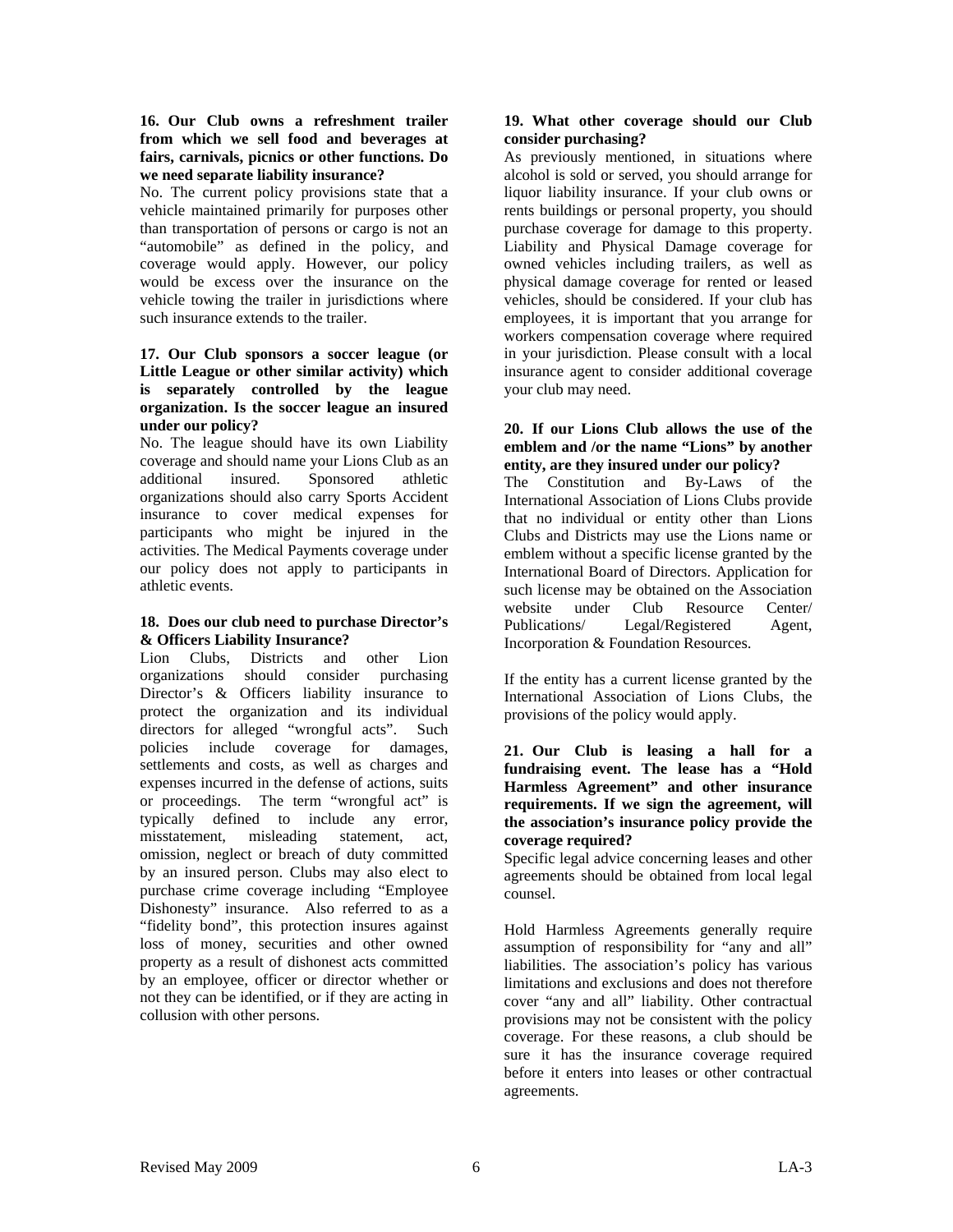**16. Our Club owns a refreshment trailer from which we sell food and beverages at fairs, carnivals, picnics or other functions. Do we need separate liability insurance?**

No. The current policy provisions state that a vehicle maintained primarily for purposes other than transportation of persons or cargo is not an "automobile" as defined in the policy, and coverage would apply. However, our policy would be excess over the insurance on the vehicle towing the trailer in jurisdictions where such insurance extends to the trailer.

**17. Our Club sponsors a soccer league (or Little League or other similar activity) which is separately controlled by the league organization. Is the soccer league an insured under our policy?**

No. The league should have its own Liability coverage and should name your Lions Club as an additional insured. Sponsored athletic organizations should also carry Sports Accident insurance to cover medical expenses for participants who might be injured in the activities. The Medical Payments coverage under our policy does not apply to participants in athletic events.

**18. Does our club need to purchase Director's & Officers Liability Insurance?**

Lion Clubs, Districts and other Lion organizations should consider purchasing Director's & Officers liability insurance to protect the organization and its individual directors for alleged "wrongful acts". Such policies include coverage for damages, settlements and costs, as well as charges and expenses incurred in the defense of actions, suits or proceedings. The term "wrongful act" is typically defined to include any error, misstatement, misleading statement, act, omission, neglect or breach of duty committed by an insured person. Clubs may also elect to purchase crime coverage including "Employee Dishonesty" insurance. Also referred to as a "fidelity bond", this protection insures against loss of money, securities and other owned property as a result of dishonest acts committed by an employee, officer or director whether or not they can be identified, or if they are acting in collusion with other persons.

**19. What other coverage should our Club consider purchasing?**

As previously mentioned, in situations where alcohol is sold or served, you should arrange for liquor liability insurance. If your club owns or rents buildings or personal property, you should purchase coverage for damage to this property. Liability and Physical Damage coverage for owned vehicles including trailers, as well as physical damage coverage for rented or leased vehicles, should be considered. If your club has employees, it is important that you arrange for workers compensation coverage where required in your jurisdiction. Please consult with a local insurance agent to consider additional coverage your club may need.

**20. If our Lions Club allows the use of the emblem and /or the name "Lions" by another entity, are they insured under our policy?**

The Constitution and By-Laws of the International Association of Lions Clubs provide that no individual or entity other than Lions Clubs and Districts may use the Lions name or emblem without a specific license granted by the International Board of Directors. Application for such license may be obtained on the Association website under Club Resource Center/ Publications/ Legal/Registered Agent, Incorporation & Foundation Resources.

If the entity has a current license granted by the International Association of Lions Clubs, the provisions of the policy would apply.

**21. Our Club is leasing a hall for a fundraising event. The lease has a "Hold Harmless Agreement" and other insurance requirements. If we sign the agreement, will the association's insurance policy provide the coverage required?**

Specific legal advice concerning leases and other agreements should be obtained from local legal counsel.

Hold Harmless Agreements generally require assumption of responsibility for "any and all" liabilities. The association's policy has various limitations and exclusions and does not therefore cover "any and all" liability. Other contractual provisions may not be consistent with the policy coverage. For these reasons, a club should be sure it has the insurance coverage required before it enters into leases or other contractual agreements.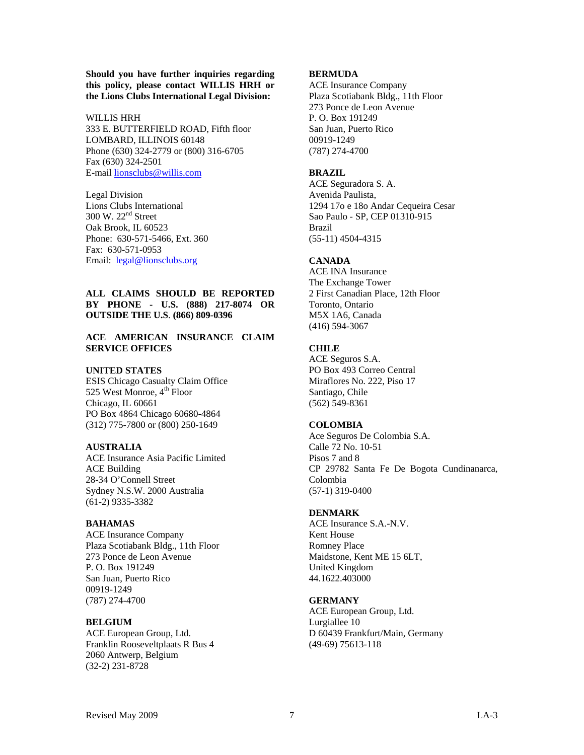**Should you have further inquiries regarding this policy, please contact WILLIS HRH or the Lions Clubs International Legal Division:**

WILLIS HRH
333 E. BUTTERFIELD ROAD, Fifth floor
LOMBARD, ILLINOIS 60148
Phone (630) 324-2779 or (800) 316-6705
Fax (630) 324-2501
E-mail lionsclubs@willis.com

Legal Division
Lions Clubs International
300 W. 22nd Street
Oak Brook, IL 60523
Phone: 630-571-5466, Ext. 360
Fax: 630-571-0953
Email: legal@lionsclubs.org

**ALL CLAIMS SHOULD BE REPORTED BY PHONE - U.S. (888) 217-8074 OR OUTSIDE THE U.S. (866) 809-0396**

**ACE AMERICAN INSURANCE CLAIM SERVICE OFFICES**

**UNITED STATES**
ESIS Chicago Casualty Claim Office
525 West Monroe, 4th Floor
Chicago, IL 60661
PO Box 4864 Chicago 60680-4864
(312) 775-7800 or (800) 250-1649

**AUSTRALIA**
ACE Insurance Asia Pacific Limited
ACE Building
28-34 O'Connell Street
Sydney N.S.W. 2000 Australia
(61-2) 9335-3382

**BAHAMAS**
ACE Insurance Company
Plaza Scotiabank Bldg., 11th Floor
273 Ponce de Leon Avenue
P. O. Box 191249
San Juan, Puerto Rico
00919-1249
(787) 274-4700

**BELGIUM**
ACE European Group, Ltd.
Franklin Rooseveltplaats R Bus 4
2060 Antwerp, Belgium
(32-2) 231-8728

**BERMUDA**
ACE Insurance Company
Plaza Scotiabank Bldg., 11th Floor
273 Ponce de Leon Avenue
P. O. Box 191249
San Juan, Puerto Rico
00919-1249
(787) 274-4700

**BRAZIL**
ACE Seguradora S. A.
Avenida Paulista,
1294 17o e 18o Andar Cequeira Cesar
Sao Paulo - SP, CEP 01310-915
Brazil
(55-11) 4504-4315

**CANADA**
ACE INA Insurance
The Exchange Tower
2 First Canadian Place, 12th Floor
Toronto, Ontario
M5X 1A6, Canada
(416) 594-3067

**CHILE**
ACE Seguros S.A.
PO Box 493 Correo Central
Miraflores No. 222, Piso 17
Santiago, Chile
(562) 549-8361

**COLOMBIA**
Ace Seguros De Colombia S.A.
Calle 72 No. 10-51
Pisos 7 and 8
CP 29782 Santa Fe De Bogota Cundinanarca, Colombia
(57-1) 319-0400

**DENMARK**
ACE Insurance S.A.-N.V.
Kent House
Romney Place
Maidstone, Kent ME 15 6LT,
United Kingdom
44.1622.403000

**GERMANY**
ACE European Group, Ltd.
Lurgiallee 10
D 60439 Frankfurt/Main, Germany
(49-69) 75613-118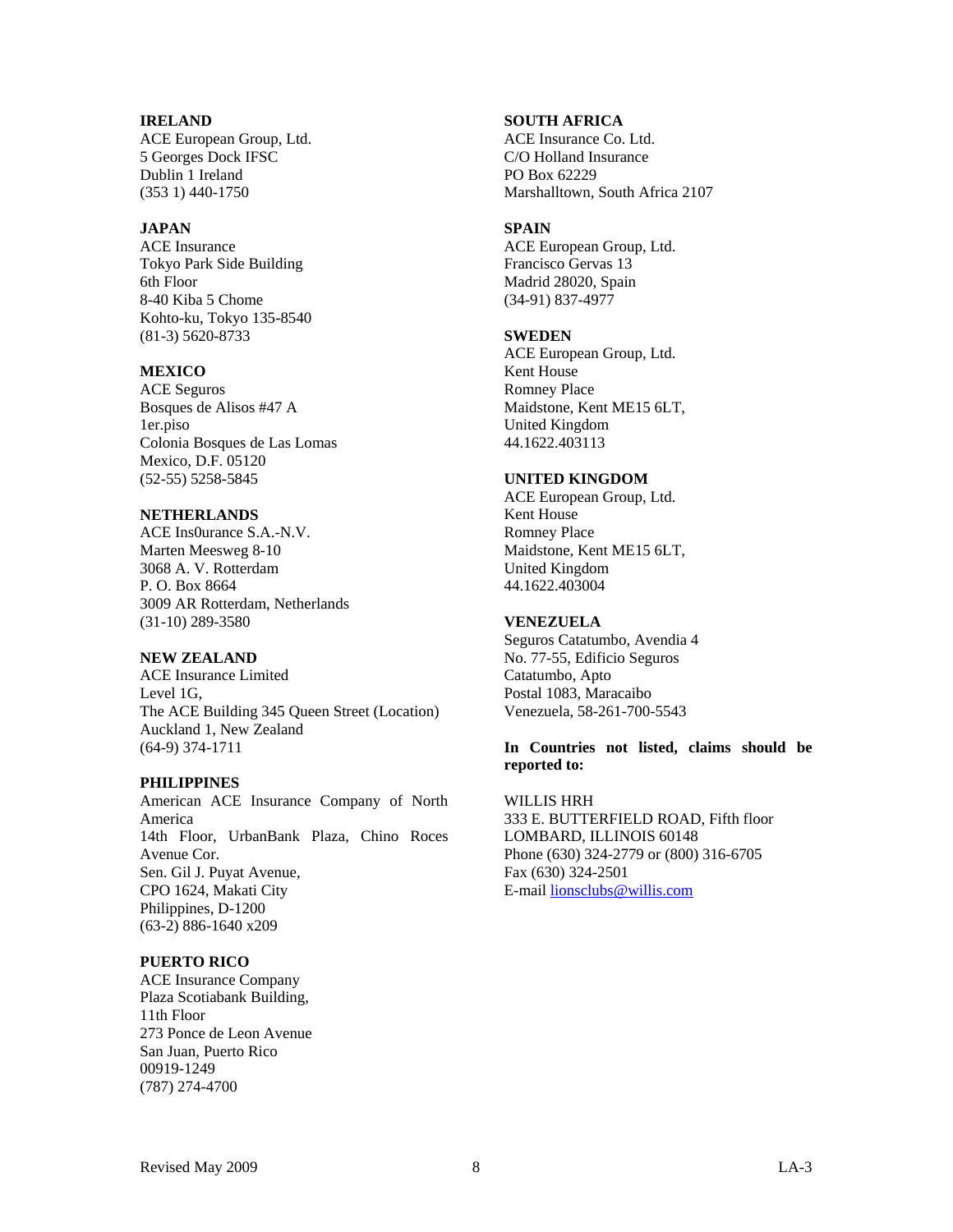**IRELAND**
ACE European Group, Ltd.
5 Georges Dock IFSC
Dublin 1 Ireland
(353 1) 440-1750

**JAPAN**
ACE Insurance
Tokyo Park Side Building
6th Floor
8-40 Kiba 5 Chome
Kohto-ku, Tokyo 135-8540
(81-3) 5620-8733

**MEXICO**
ACE Seguros
Bosques de Alisos #47 A
1er.piso
Colonia Bosques de Las Lomas
Mexico, D.F. 05120
(52-55) 5258-5845

**NETHERLANDS**
ACE Ins0urance S.A.-N.V.
Marten Meesweg 8-10
3068 A. V. Rotterdam
P. O. Box 8664
3009 AR Rotterdam, Netherlands
(31-10) 289-3580

**NEW ZEALAND**
ACE Insurance Limited
Level 1G,
The ACE Building 345 Queen Street (Location)
Auckland 1, New Zealand
(64-9) 374-1711

**PHILIPPINES**
American ACE Insurance Company of North America
14th Floor, UrbanBank Plaza, Chino Roces Avenue Cor.
Sen. Gil J. Puyat Avenue,
CPO 1624, Makati City
Philippines, D-1200
(63-2) 886-1640 x209

**PUERTO RICO**
ACE Insurance Company
Plaza Scotiabank Building,
11th Floor
273 Ponce de Leon Avenue
San Juan, Puerto Rico
00919-1249
(787) 274-4700

**SOUTH AFRICA**
ACE Insurance Co. Ltd.
C/O Holland Insurance
PO Box 62229
Marshalltown, South Africa 2107

**SPAIN**
ACE European Group, Ltd.
Francisco Gervas 13
Madrid 28020, Spain
(34-91) 837-4977

**SWEDEN**
ACE European Group, Ltd.
Kent House
Romney Place
Maidstone, Kent ME15 6LT,
United Kingdom
44.1622.403113

**UNITED KINGDOM**
ACE European Group, Ltd.
Kent House
Romney Place
Maidstone, Kent ME15 6LT,
United Kingdom
44.1622.403004

**VENEZUELA**
Seguros Catatumbo, Avendia 4
No. 77-55, Edificio Seguros
Catatumbo, Apto
Postal 1083, Maracaibo
Venezuela, 58-261-700-5543

**In Countries not listed, claims should be reported to:**

WILLIS HRH
333 E. BUTTERFIELD ROAD, Fifth floor
LOMBARD, ILLINOIS 60148
Phone (630) 324-2779 or (800) 316-6705
Fax (630) 324-2501
E-mail lionsclubs@willis.com